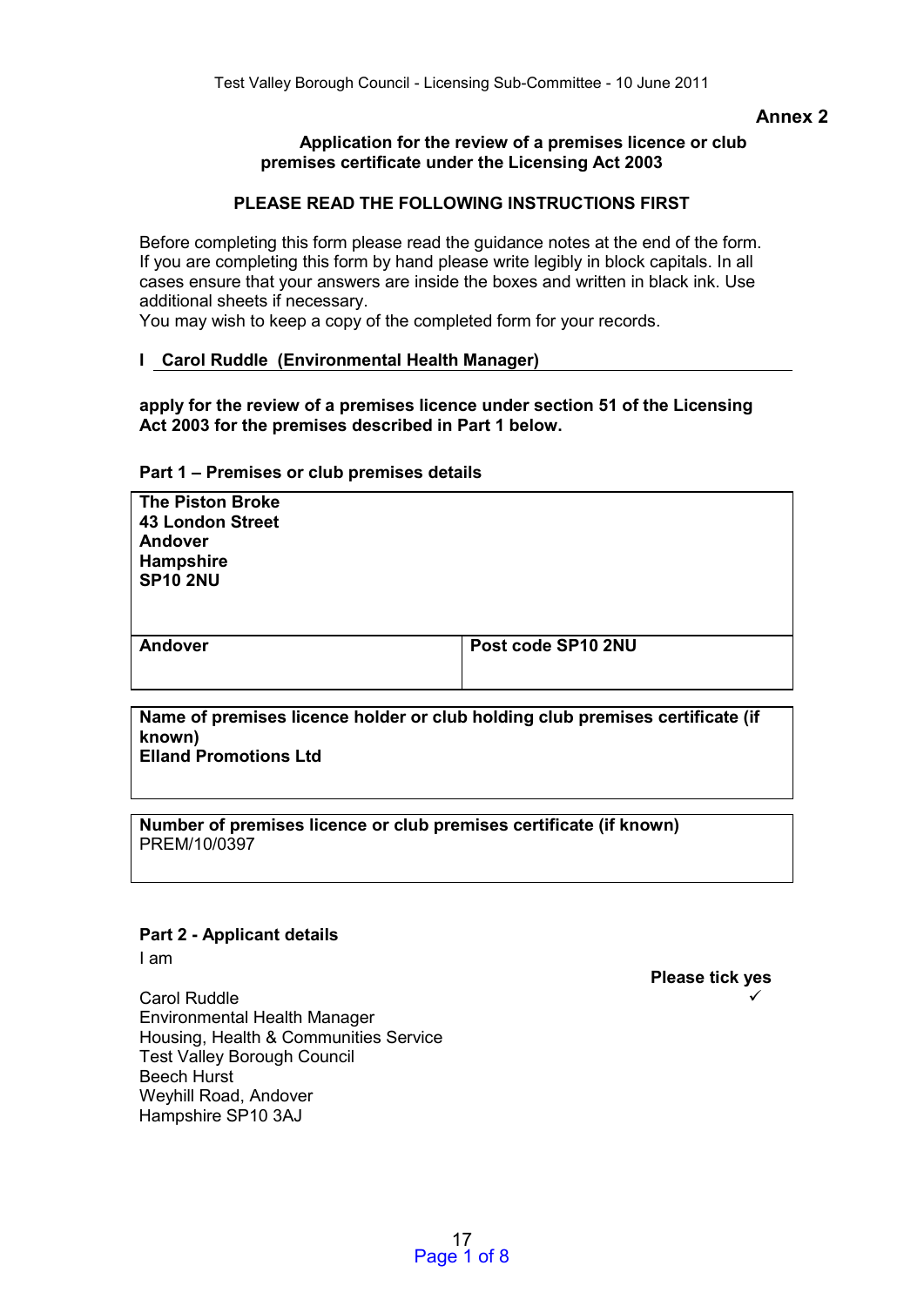Annex 2

## Application for the review of a premises licence or club premises certificate under the Licensing Act 2003

### PLEASE READ THE FOLLOWING INSTRUCTIONS FIRST

Before completing this form please read the guidance notes at the end of the form. If you are completing this form by hand please write legibly in block capitals. In all cases ensure that your answers are inside the boxes and written in black ink. Use additional sheets if necessary.
You may wish to keep a copy of the completed form for your records.

**I Carol Ruddle (Environmental Health Manager)**

**apply for the review of a premises licence under section 51 of the Licensing Act 2003 for the premises described in Part 1 below.**

### Part 1 – Premises or club premises details

**The Piston Broke**
**43 London Street**
**Andover**
**Hampshire**
**SP10 2NU**

| **Andover** | **Post code SP10 2NU** |
|---|---|

**Name of premises licence holder or club holding club premises certificate (if known)**
**Elland Promotions Ltd**

**Number of premises licence or club premises certificate (if known)**
PREM/10/0397

### Part 2 - Applicant details

I am

**Please tick yes**

Carol Ruddle ✓
Environmental Health Manager
Housing, Health & Communities Service
Test Valley Borough Council
Beech Hurst
Weyhill Road, Andover
Hampshire SP10 3AJ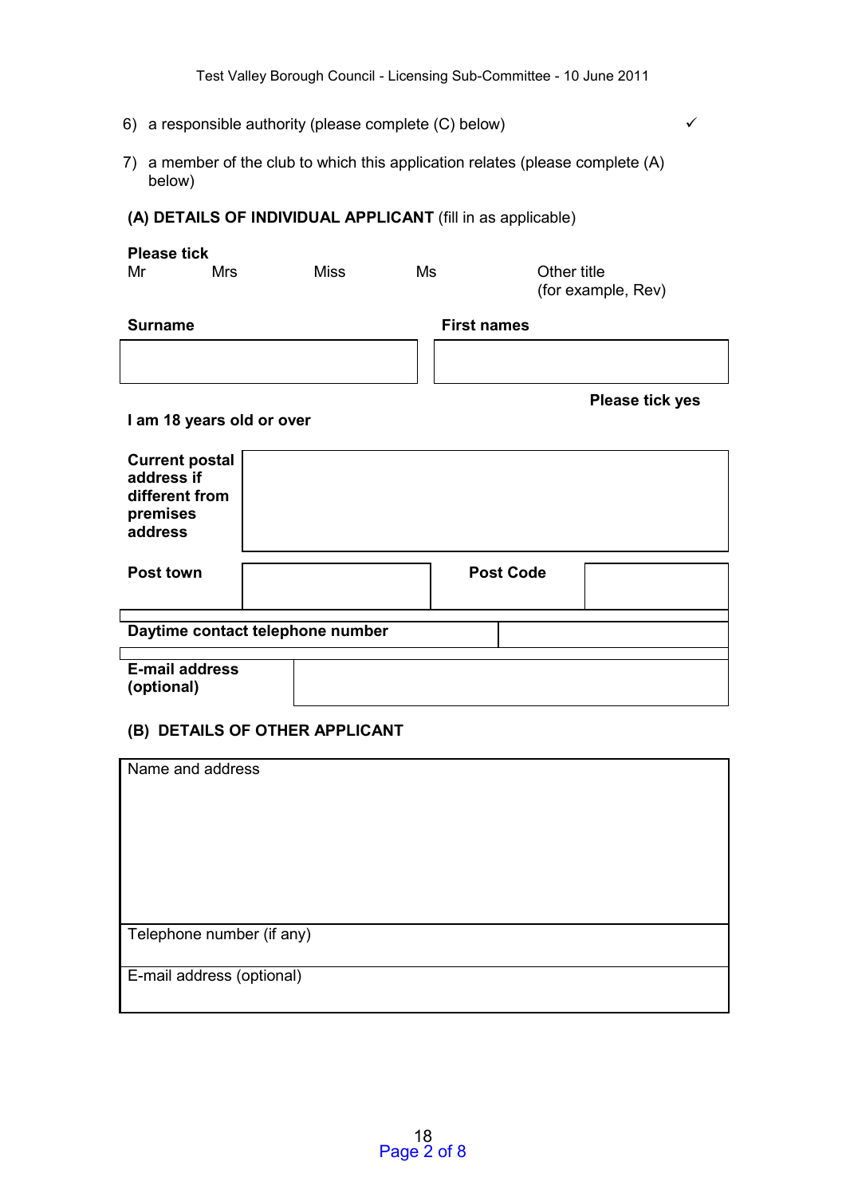6) a responsible authority (please complete (C) below) ✓

7) a member of the club to which this application relates (please complete (A) below)

**(A) DETAILS OF INDIVIDUAL APPLICANT** (fill in as applicable)

**Please tick**

Mr Mrs Miss Ms Other title (for example, Rev)

| **Surname** | **First names** |
|---|---|
| | |

**I am 18 years old or over** **Please tick yes**

| **Current postal address if different from premises address** | | | |
|---|---|---|---|
| **Post town** | | **Post Code** | |
| **Daytime contact telephone number** | | | |
| **E-mail address (optional)** | | | |

**(B) DETAILS OF OTHER APPLICANT**

| Name and address |
|---|
| Telephone number (if any) |
| E-mail address (optional) |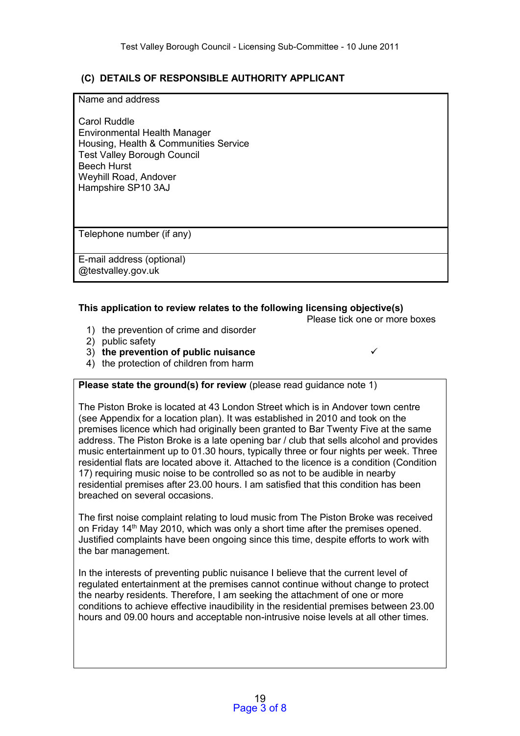## (C) DETAILS OF RESPONSIBLE AUTHORITY APPLICANT

| Name and address |
|---|
| Carol Ruddle<br>Environmental Health Manager<br>Housing, Health & Communities Service<br>Test Valley Borough Council<br>Beech Hurst<br>Weyhill Road, Andover<br>Hampshire SP10 3AJ |
| Telephone number (if any) |
| E-mail address (optional)<br>@testvalley.gov.uk |

**This application to review relates to the following licensing objective(s)**

Please tick one or more boxes

1) the prevention of crime and disorder
2) public safety
3) **the prevention of public nuisance** ✓
4) the protection of children from harm

**Please state the ground(s) for review** (please read guidance note 1)

The Piston Broke is located at 43 London Street which is in Andover town centre (see Appendix for a location plan). It was established in 2010 and took on the premises licence which had originally been granted to Bar Twenty Five at the same address. The Piston Broke is a late opening bar / club that sells alcohol and provides music entertainment up to 01.30 hours, typically three or four nights per week. Three residential flats are located above it. Attached to the licence is a condition (Condition 17) requiring music noise to be controlled so as not to be audible in nearby residential premises after 23.00 hours. I am satisfied that this condition has been breached on several occasions.

The first noise complaint relating to loud music from The Piston Broke was received on Friday 14th May 2010, which was only a short time after the premises opened. Justified complaints have been ongoing since this time, despite efforts to work with the bar management.

In the interests of preventing public nuisance I believe that the current level of regulated entertainment at the premises cannot continue without change to protect the nearby residents. Therefore, I am seeking the attachment of one or more conditions to achieve effective inaudibility in the residential premises between 23.00 hours and 09.00 hours and acceptable non-intrusive noise levels at all other times.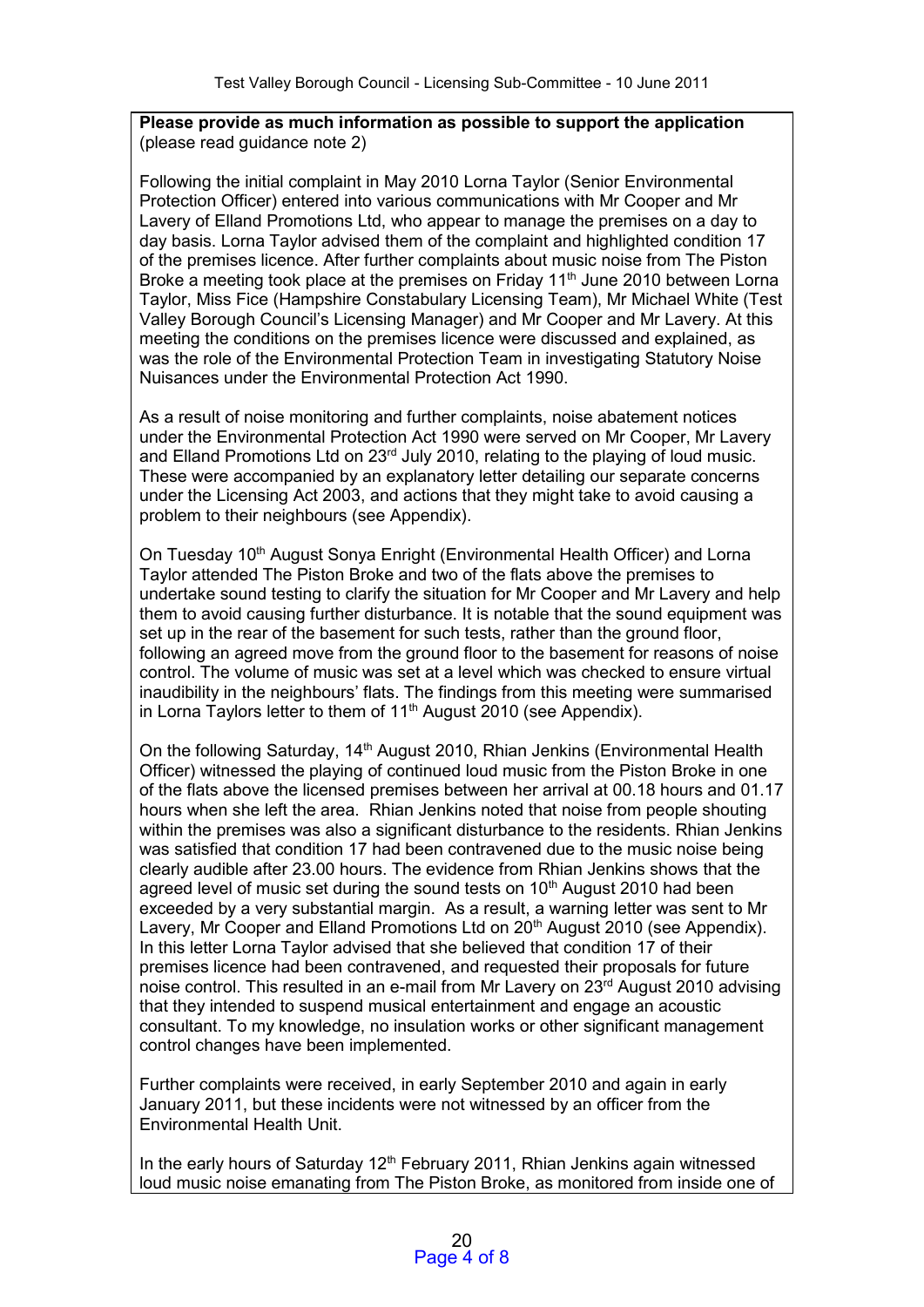**Please provide as much information as possible to support the application** (please read guidance note 2)

Following the initial complaint in May 2010 Lorna Taylor (Senior Environmental Protection Officer) entered into various communications with Mr Cooper and Mr Lavery of Elland Promotions Ltd, who appear to manage the premises on a day to day basis. Lorna Taylor advised them of the complaint and highlighted condition 17 of the premises licence. After further complaints about music noise from The Piston Broke a meeting took place at the premises on Friday 11th June 2010 between Lorna Taylor, Miss Fice (Hampshire Constabulary Licensing Team), Mr Michael White (Test Valley Borough Council's Licensing Manager) and Mr Cooper and Mr Lavery. At this meeting the conditions on the premises licence were discussed and explained, as was the role of the Environmental Protection Team in investigating Statutory Noise Nuisances under the Environmental Protection Act 1990.

As a result of noise monitoring and further complaints, noise abatement notices under the Environmental Protection Act 1990 were served on Mr Cooper, Mr Lavery and Elland Promotions Ltd on 23rd July 2010, relating to the playing of loud music. These were accompanied by an explanatory letter detailing our separate concerns under the Licensing Act 2003, and actions that they might take to avoid causing a problem to their neighbours (see Appendix).

On Tuesday 10th August Sonya Enright (Environmental Health Officer) and Lorna Taylor attended The Piston Broke and two of the flats above the premises to undertake sound testing to clarify the situation for Mr Cooper and Mr Lavery and help them to avoid causing further disturbance. It is notable that the sound equipment was set up in the rear of the basement for such tests, rather than the ground floor, following an agreed move from the ground floor to the basement for reasons of noise control. The volume of music was set at a level which was checked to ensure virtual inaudibility in the neighbours' flats. The findings from this meeting were summarised in Lorna Taylors letter to them of 11th August 2010 (see Appendix).

On the following Saturday, 14th August 2010, Rhian Jenkins (Environmental Health Officer) witnessed the playing of continued loud music from the Piston Broke in one of the flats above the licensed premises between her arrival at 00.18 hours and 01.17 hours when she left the area. Rhian Jenkins noted that noise from people shouting within the premises was also a significant disturbance to the residents. Rhian Jenkins was satisfied that condition 17 had been contravened due to the music noise being clearly audible after 23.00 hours. The evidence from Rhian Jenkins shows that the agreed level of music set during the sound tests on 10th August 2010 had been exceeded by a very substantial margin. As a result, a warning letter was sent to Mr Lavery, Mr Cooper and Elland Promotions Ltd on 20th August 2010 (see Appendix). In this letter Lorna Taylor advised that she believed that condition 17 of their premises licence had been contravened, and requested their proposals for future noise control. This resulted in an e-mail from Mr Lavery on 23rd August 2010 advising that they intended to suspend musical entertainment and engage an acoustic consultant. To my knowledge, no insulation works or other significant management control changes have been implemented.

Further complaints were received, in early September 2010 and again in early January 2011, but these incidents were not witnessed by an officer from the Environmental Health Unit.

In the early hours of Saturday 12th February 2011, Rhian Jenkins again witnessed loud music noise emanating from The Piston Broke, as monitored from inside one of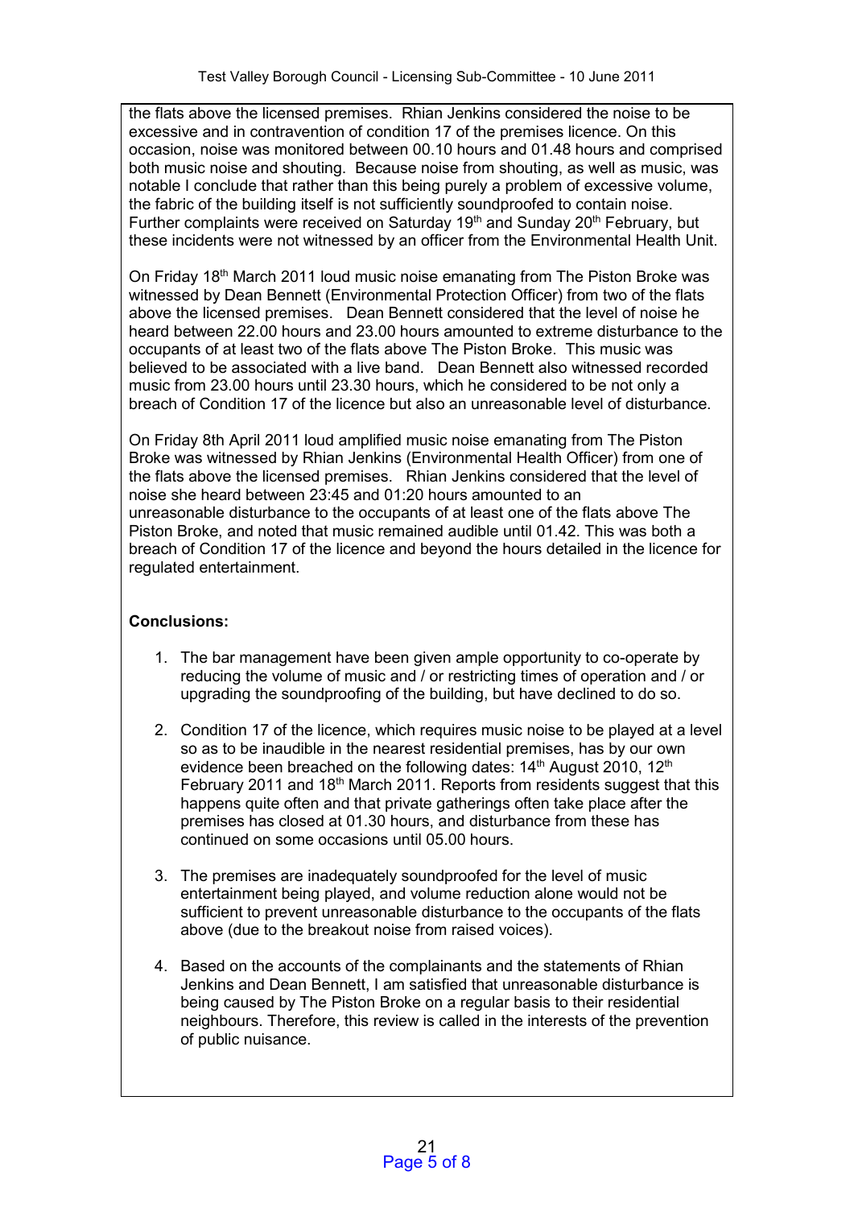the flats above the licensed premises. Rhian Jenkins considered the noise to be excessive and in contravention of condition 17 of the premises licence. On this occasion, noise was monitored between 00.10 hours and 01.48 hours and comprised both music noise and shouting. Because noise from shouting, as well as music, was notable I conclude that rather than this being purely a problem of excessive volume, the fabric of the building itself is not sufficiently soundproofed to contain noise. Further complaints were received on Saturday 19th and Sunday 20th February, but these incidents were not witnessed by an officer from the Environmental Health Unit.

On Friday 18th March 2011 loud music noise emanating from The Piston Broke was witnessed by Dean Bennett (Environmental Protection Officer) from two of the flats above the licensed premises. Dean Bennett considered that the level of noise he heard between 22.00 hours and 23.00 hours amounted to extreme disturbance to the occupants of at least two of the flats above The Piston Broke. This music was believed to be associated with a live band. Dean Bennett also witnessed recorded music from 23.00 hours until 23.30 hours, which he considered to be not only a breach of Condition 17 of the licence but also an unreasonable level of disturbance.

On Friday 8th April 2011 loud amplified music noise emanating from The Piston Broke was witnessed by Rhian Jenkins (Environmental Health Officer) from one of the flats above the licensed premises. Rhian Jenkins considered that the level of noise she heard between 23:45 and 01:20 hours amounted to an unreasonable disturbance to the occupants of at least one of the flats above The Piston Broke, and noted that music remained audible until 01.42. This was both a breach of Condition 17 of the licence and beyond the hours detailed in the licence for regulated entertainment.

**Conclusions:**

1. The bar management have been given ample opportunity to co-operate by reducing the volume of music and / or restricting times of operation and / or upgrading the soundproofing of the building, but have declined to do so.

2. Condition 17 of the licence, which requires music noise to be played at a level so as to be inaudible in the nearest residential premises, has by our own evidence been breached on the following dates: 14th August 2010, 12th February 2011 and 18th March 2011. Reports from residents suggest that this happens quite often and that private gatherings often take place after the premises has closed at 01.30 hours, and disturbance from these has continued on some occasions until 05.00 hours.

3. The premises are inadequately soundproofed for the level of music entertainment being played, and volume reduction alone would not be sufficient to prevent unreasonable disturbance to the occupants of the flats above (due to the breakout noise from raised voices).

4. Based on the accounts of the complainants and the statements of Rhian Jenkins and Dean Bennett, I am satisfied that unreasonable disturbance is being caused by The Piston Broke on a regular basis to their residential neighbours. Therefore, this review is called in the interests of the prevention of public nuisance.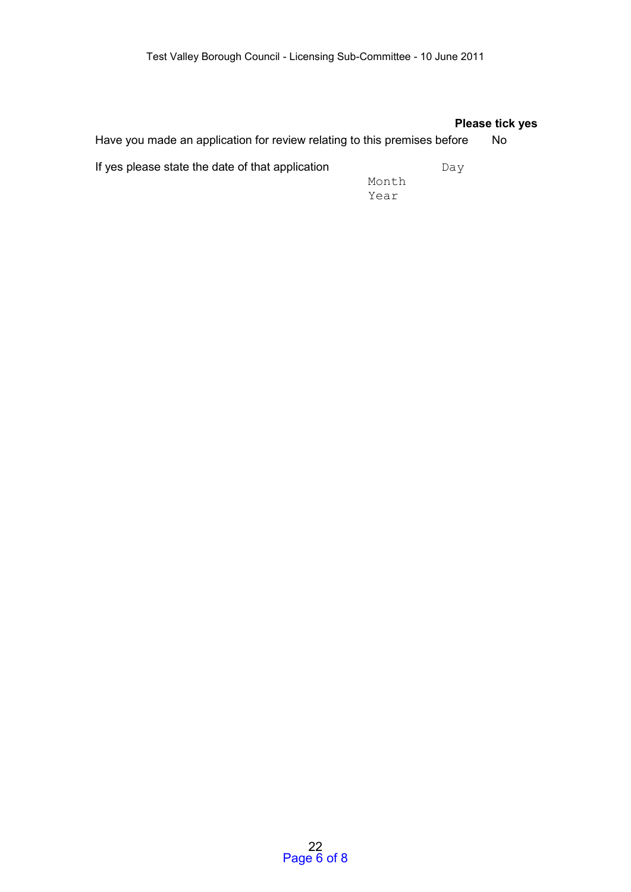**Please tick yes**

Have you made an application for review relating to this premises before No

If yes please state the date of that application Day

Month

Year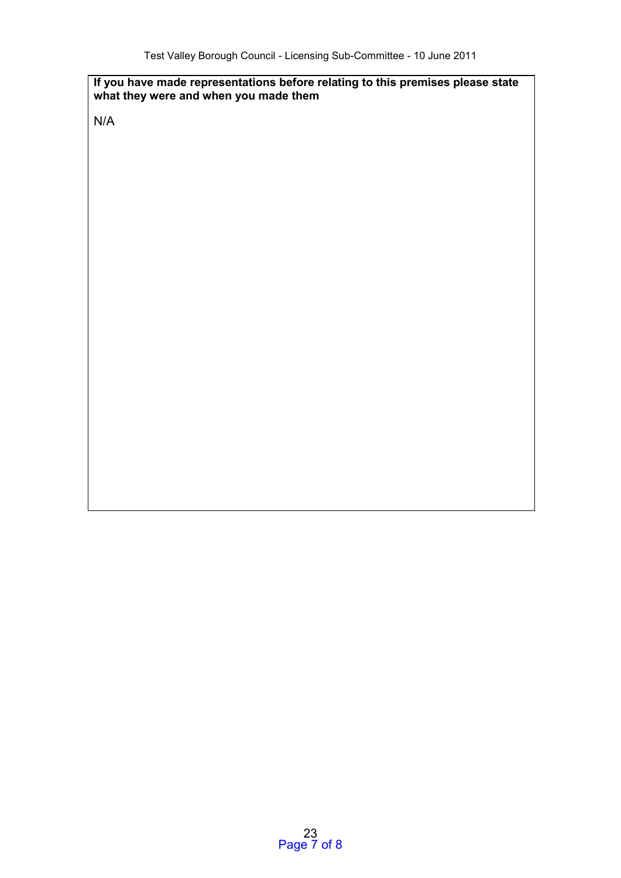**If you have made representations before relating to this premises please state what they were and when you made them**

N/A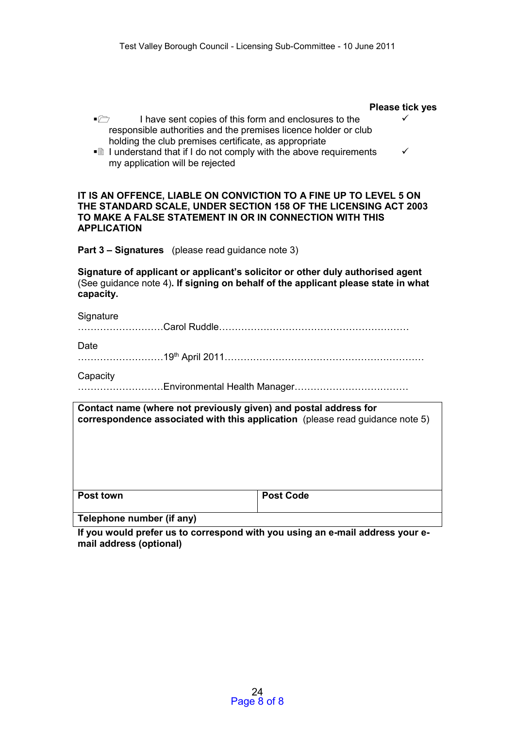**Please tick yes**

- I have sent copies of this form and enclosures to the responsible authorities and the premises licence holder or club holding the club premises certificate, as appropriate ✓
- I understand that if I do not comply with the above requirements my application will be rejected ✓

**IT IS AN OFFENCE, LIABLE ON CONVICTION TO A FINE UP TO LEVEL 5 ON THE STANDARD SCALE, UNDER SECTION 158 OF THE LICENSING ACT 2003 TO MAKE A FALSE STATEMENT IN OR IN CONNECTION WITH THIS APPLICATION**

**Part 3 – Signatures** (please read guidance note 3)

**Signature of applicant or applicant's solicitor or other duly authorised agent** (See guidance note 4). **If signing on behalf of the applicant please state in what capacity.**

Signature ………………………Carol Ruddle……………………………………………………

Date ………………………19th April 2011………………………………………………………

Capacity ………………………Environmental Health Manager………………………………

| | |
|---|---|
| **Contact name (where not previously given) and postal address for correspondence associated with this application** (please read guidance note 5) | |
| **Post town** | **Post Code** |
| **Telephone number (if any)** | |

**If you would prefer us to correspond with you using an e-mail address your e-mail address (optional)**